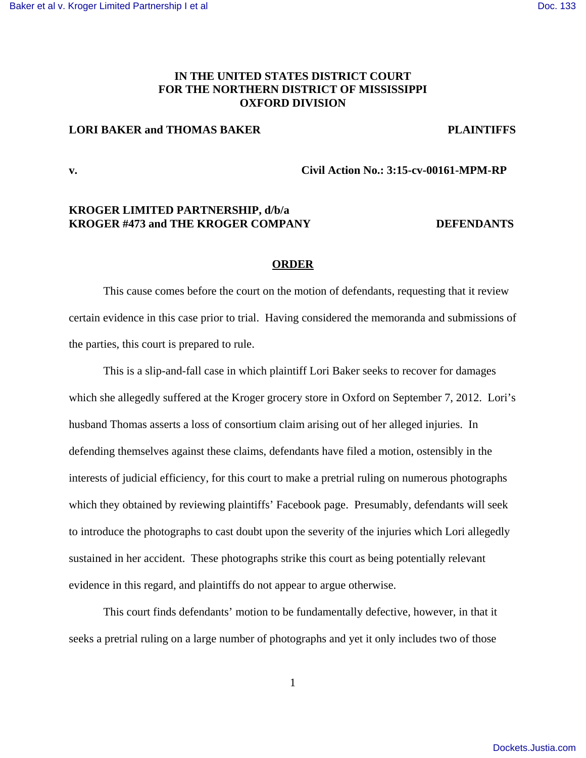**IN THE UNITED STATES DISTRICT COURT**
**FOR THE NORTHERN DISTRICT OF MISSISSIPPI**
**OXFORD DIVISION**

**LORI BAKER and THOMAS BAKER** **PLAINTIFFS**

**v.** **Civil Action No.: 3:15-cv-00161-MPM-RP**

**KROGER LIMITED PARTNERSHIP, d/b/a**
**KROGER #473 and THE KROGER COMPANY** **DEFENDANTS**

**ORDER**

This cause comes before the court on the motion of defendants, requesting that it review certain evidence in this case prior to trial. Having considered the memoranda and submissions of the parties, this court is prepared to rule.

This is a slip-and-fall case in which plaintiff Lori Baker seeks to recover for damages which she allegedly suffered at the Kroger grocery store in Oxford on September 7, 2012. Lori's husband Thomas asserts a loss of consortium claim arising out of her alleged injuries. In defending themselves against these claims, defendants have filed a motion, ostensibly in the interests of judicial efficiency, for this court to make a pretrial ruling on numerous photographs which they obtained by reviewing plaintiffs' Facebook page. Presumably, defendants will seek to introduce the photographs to cast doubt upon the severity of the injuries which Lori allegedly sustained in her accident. These photographs strike this court as being potentially relevant evidence in this regard, and plaintiffs do not appear to argue otherwise.

This court finds defendants' motion to be fundamentally defective, however, in that it seeks a pretrial ruling on a large number of photographs and yet it only includes two of those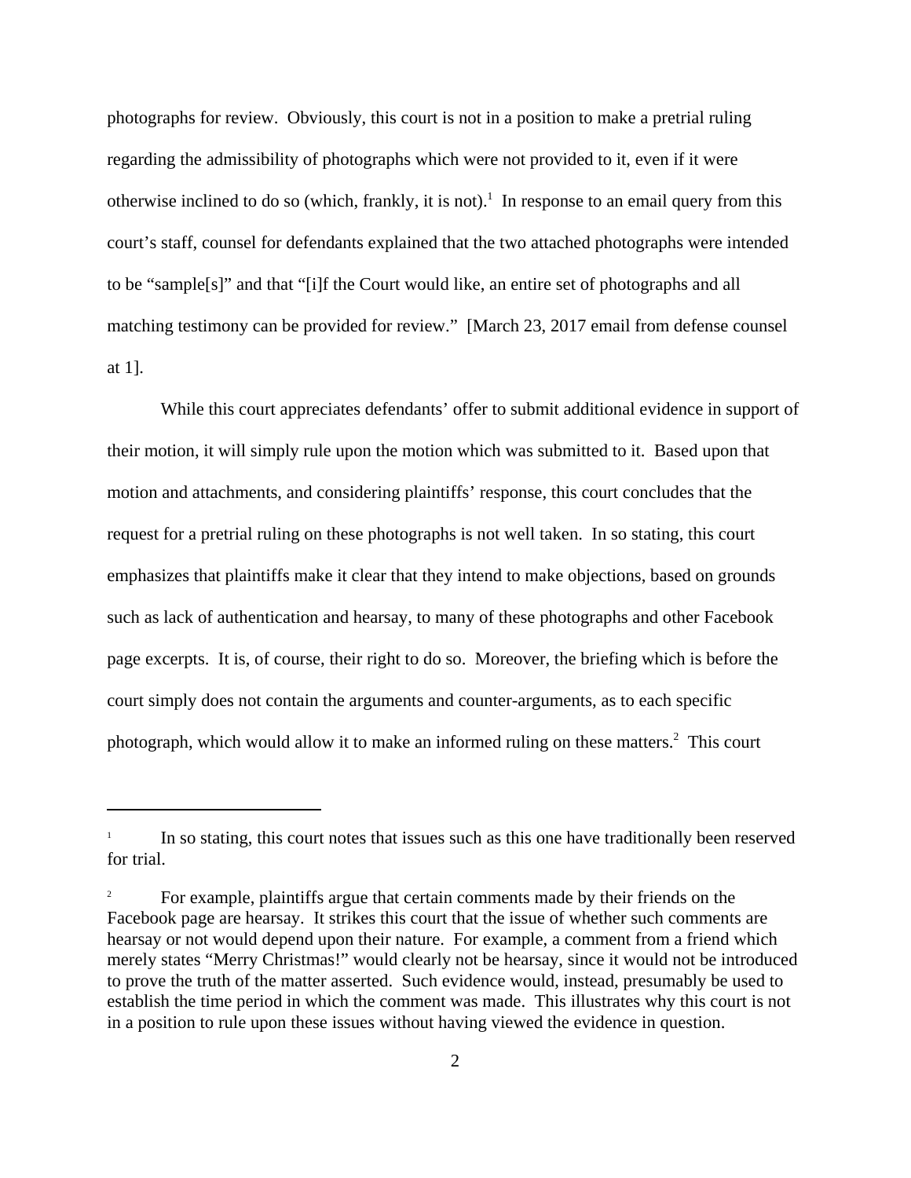photographs for review. Obviously, this court is not in a position to make a pretrial ruling regarding the admissibility of photographs which were not provided to it, even if it were otherwise inclined to do so (which, frankly, it is not).[1] In response to an email query from this court's staff, counsel for defendants explained that the two attached photographs were intended to be "sample[s]" and that "[i]f the Court would like, an entire set of photographs and all matching testimony can be provided for review." [March 23, 2017 email from defense counsel at 1].

While this court appreciates defendants' offer to submit additional evidence in support of their motion, it will simply rule upon the motion which was submitted to it. Based upon that motion and attachments, and considering plaintiffs' response, this court concludes that the request for a pretrial ruling on these photographs is not well taken. In so stating, this court emphasizes that plaintiffs make it clear that they intend to make objections, based on grounds such as lack of authentication and hearsay, to many of these photographs and other Facebook page excerpts. It is, of course, their right to do so. Moreover, the briefing which is before the court simply does not contain the arguments and counter-arguments, as to each specific photograph, which would allow it to make an informed ruling on these matters.[2] This court

---

[1] In so stating, this court notes that issues such as this one have traditionally been reserved for trial.

[2] For example, plaintiffs argue that certain comments made by their friends on the Facebook page are hearsay. It strikes this court that the issue of whether such comments are hearsay or not would depend upon their nature. For example, a comment from a friend which merely states "Merry Christmas!" would clearly not be hearsay, since it would not be introduced to prove the truth of the matter asserted. Such evidence would, instead, presumably be used to establish the time period in which the comment was made. This illustrates why this court is not in a position to rule upon these issues without having viewed the evidence in question.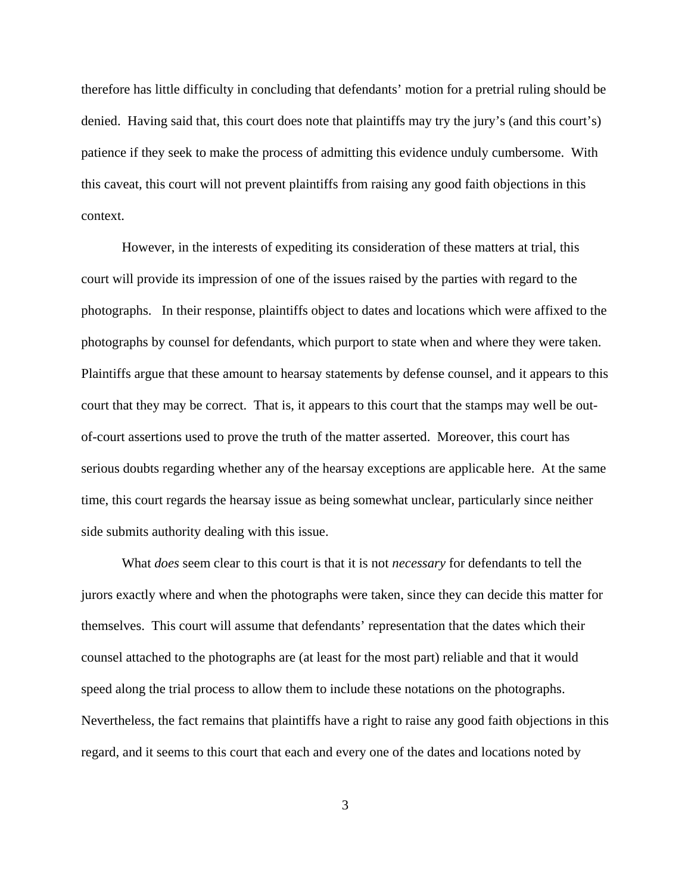therefore has little difficulty in concluding that defendants' motion for a pretrial ruling should be denied. Having said that, this court does note that plaintiffs may try the jury's (and this court's) patience if they seek to make the process of admitting this evidence unduly cumbersome. With this caveat, this court will not prevent plaintiffs from raising any good faith objections in this context.

However, in the interests of expediting its consideration of these matters at trial, this court will provide its impression of one of the issues raised by the parties with regard to the photographs. In their response, plaintiffs object to dates and locations which were affixed to the photographs by counsel for defendants, which purport to state when and where they were taken. Plaintiffs argue that these amount to hearsay statements by defense counsel, and it appears to this court that they may be correct. That is, it appears to this court that the stamps may well be out-of-court assertions used to prove the truth of the matter asserted. Moreover, this court has serious doubts regarding whether any of the hearsay exceptions are applicable here. At the same time, this court regards the hearsay issue as being somewhat unclear, particularly since neither side submits authority dealing with this issue.

What *does* seem clear to this court is that it is not *necessary* for defendants to tell the jurors exactly where and when the photographs were taken, since they can decide this matter for themselves. This court will assume that defendants' representation that the dates which their counsel attached to the photographs are (at least for the most part) reliable and that it would speed along the trial process to allow them to include these notations on the photographs. Nevertheless, the fact remains that plaintiffs have a right to raise any good faith objections in this regard, and it seems to this court that each and every one of the dates and locations noted by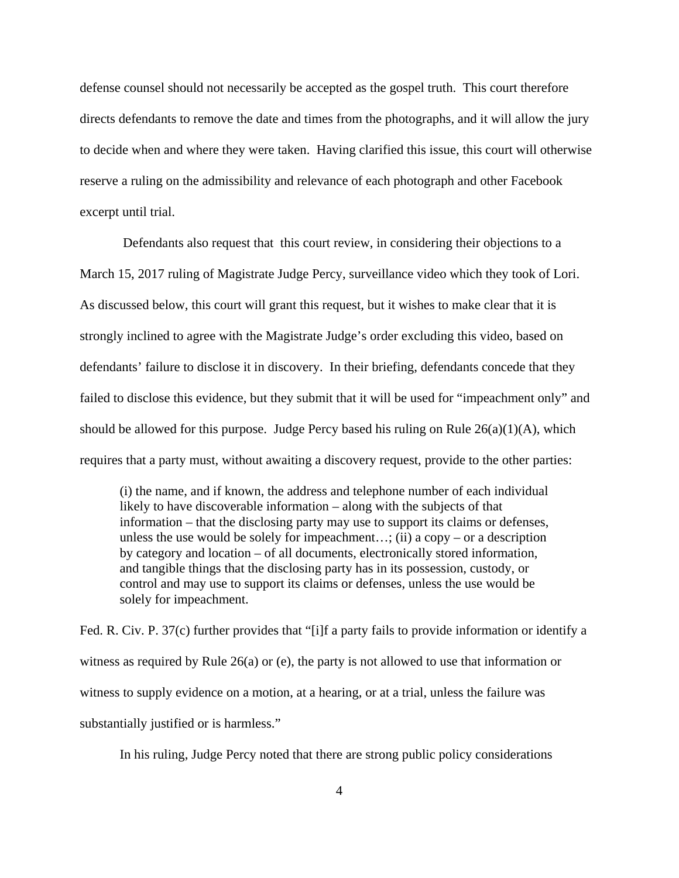defense counsel should not necessarily be accepted as the gospel truth. This court therefore directs defendants to remove the date and times from the photographs, and it will allow the jury to decide when and where they were taken. Having clarified this issue, this court will otherwise reserve a ruling on the admissibility and relevance of each photograph and other Facebook excerpt until trial.

Defendants also request that this court review, in considering their objections to a March 15, 2017 ruling of Magistrate Judge Percy, surveillance video which they took of Lori. As discussed below, this court will grant this request, but it wishes to make clear that it is strongly inclined to agree with the Magistrate Judge's order excluding this video, based on defendants' failure to disclose it in discovery. In their briefing, defendants concede that they failed to disclose this evidence, but they submit that it will be used for "impeachment only" and should be allowed for this purpose. Judge Percy based his ruling on Rule 26(a)(1)(A), which requires that a party must, without awaiting a discovery request, provide to the other parties:

> (i) the name, and if known, the address and telephone number of each individual likely to have discoverable information – along with the subjects of that information – that the disclosing party may use to support its claims or defenses, unless the use would be solely for impeachment…; (ii) a copy – or a description by category and location – of all documents, electronically stored information, and tangible things that the disclosing party has in its possession, custody, or control and may use to support its claims or defenses, unless the use would be solely for impeachment.

Fed. R. Civ. P. 37(c) further provides that "[i]f a party fails to provide information or identify a witness as required by Rule 26(a) or (e), the party is not allowed to use that information or witness to supply evidence on a motion, at a hearing, or at a trial, unless the failure was substantially justified or is harmless."

In his ruling, Judge Percy noted that there are strong public policy considerations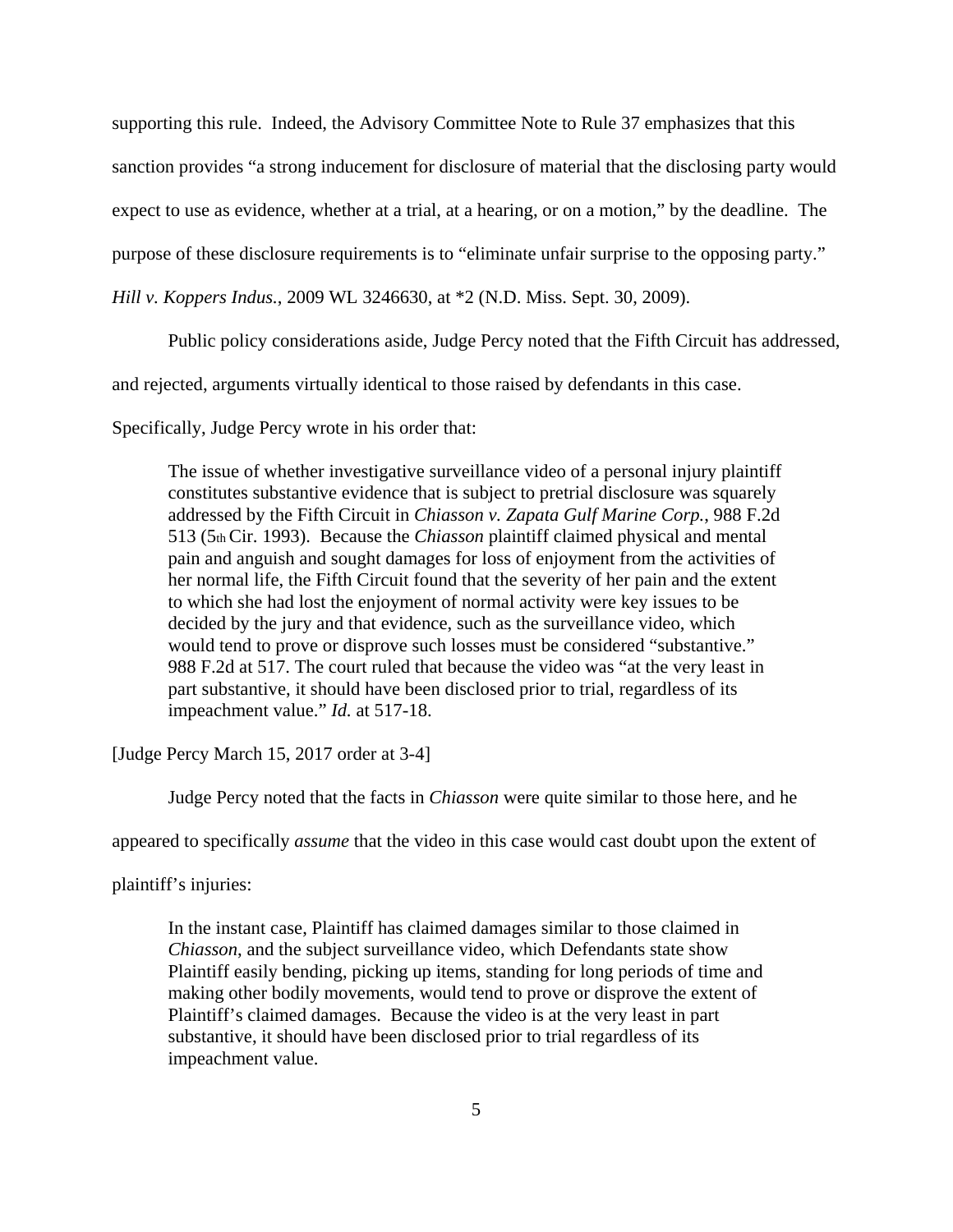supporting this rule. Indeed, the Advisory Committee Note to Rule 37 emphasizes that this sanction provides "a strong inducement for disclosure of material that the disclosing party would expect to use as evidence, whether at a trial, at a hearing, or on a motion," by the deadline. The purpose of these disclosure requirements is to "eliminate unfair surprise to the opposing party." *Hill v. Koppers Indus.*, 2009 WL 3246630, at *2 (N.D. Miss. Sept. 30, 2009).

Public policy considerations aside, Judge Percy noted that the Fifth Circuit has addressed, and rejected, arguments virtually identical to those raised by defendants in this case. Specifically, Judge Percy wrote in his order that:

> The issue of whether investigative surveillance video of a personal injury plaintiff constitutes substantive evidence that is subject to pretrial disclosure was squarely addressed by the Fifth Circuit in *Chiasson v. Zapata Gulf Marine Corp.*, 988 F.2d 513 (5th Cir. 1993). Because the *Chiasson* plaintiff claimed physical and mental pain and anguish and sought damages for loss of enjoyment from the activities of her normal life, the Fifth Circuit found that the severity of her pain and the extent to which she had lost the enjoyment of normal activity were key issues to be decided by the jury and that evidence, such as the surveillance video, which would tend to prove or disprove such losses must be considered "substantive." 988 F.2d at 517. The court ruled that because the video was "at the very least in part substantive, it should have been disclosed prior to trial, regardless of its impeachment value." *Id.* at 517-18.

[Judge Percy March 15, 2017 order at 3-4]

Judge Percy noted that the facts in *Chiasson* were quite similar to those here, and he appeared to specifically *assume* that the video in this case would cast doubt upon the extent of plaintiff's injuries:

> In the instant case, Plaintiff has claimed damages similar to those claimed in *Chiasson*, and the subject surveillance video, which Defendants state show Plaintiff easily bending, picking up items, standing for long periods of time and making other bodily movements, would tend to prove or disprove the extent of Plaintiff's claimed damages. Because the video is at the very least in part substantive, it should have been disclosed prior to trial regardless of its impeachment value.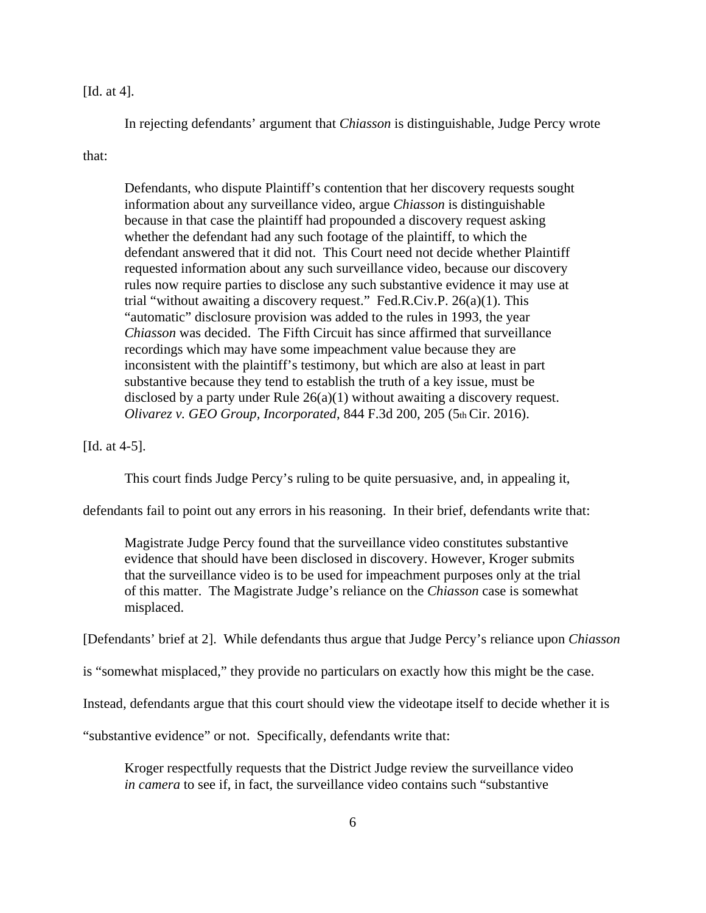[Id. at 4].

In rejecting defendants' argument that *Chiasson* is distinguishable, Judge Percy wrote that:

> Defendants, who dispute Plaintiff's contention that her discovery requests sought information about any surveillance video, argue *Chiasson* is distinguishable because in that case the plaintiff had propounded a discovery request asking whether the defendant had any such footage of the plaintiff, to which the defendant answered that it did not. This Court need not decide whether Plaintiff requested information about any such surveillance video, because our discovery rules now require parties to disclose any such substantive evidence it may use at trial "without awaiting a discovery request." Fed.R.Civ.P. 26(a)(1). This "automatic" disclosure provision was added to the rules in 1993, the year *Chiasson* was decided. The Fifth Circuit has since affirmed that surveillance recordings which may have some impeachment value because they are inconsistent with the plaintiff's testimony, but which are also at least in part substantive because they tend to establish the truth of a key issue, must be disclosed by a party under Rule 26(a)(1) without awaiting a discovery request. *Olivarez v. GEO Group, Incorporated*, 844 F.3d 200, 205 (5th Cir. 2016).

[Id. at 4-5].

This court finds Judge Percy's ruling to be quite persuasive, and, in appealing it, defendants fail to point out any errors in his reasoning. In their brief, defendants write that:

> Magistrate Judge Percy found that the surveillance video constitutes substantive evidence that should have been disclosed in discovery. However, Kroger submits that the surveillance video is to be used for impeachment purposes only at the trial of this matter. The Magistrate Judge's reliance on the *Chiasson* case is somewhat misplaced.

[Defendants' brief at 2]. While defendants thus argue that Judge Percy's reliance upon *Chiasson* is "somewhat misplaced," they provide no particulars on exactly how this might be the case. Instead, defendants argue that this court should view the videotape itself to decide whether it is "substantive evidence" or not. Specifically, defendants write that:

> Kroger respectfully requests that the District Judge review the surveillance video *in camera* to see if, in fact, the surveillance video contains such "substantive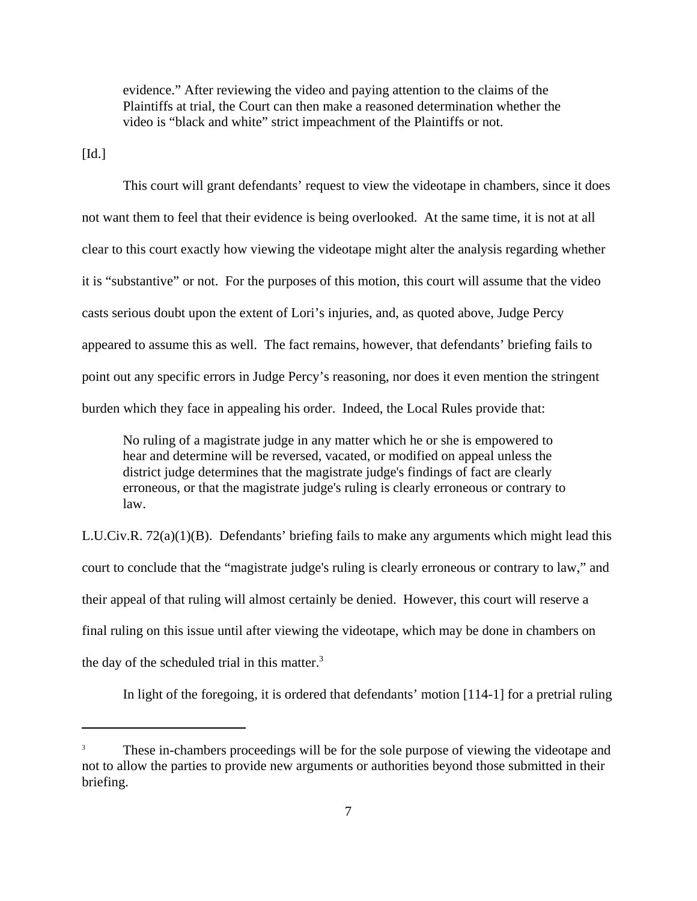> evidence." After reviewing the video and paying attention to the claims of the Plaintiffs at trial, the Court can then make a reasoned determination whether the video is "black and white" strict impeachment of the Plaintiffs or not.

[Id.]

This court will grant defendants' request to view the videotape in chambers, since it does not want them to feel that their evidence is being overlooked. At the same time, it is not at all clear to this court exactly how viewing the videotape might alter the analysis regarding whether it is "substantive" or not. For the purposes of this motion, this court will assume that the video casts serious doubt upon the extent of Lori's injuries, and, as quoted above, Judge Percy appeared to assume this as well. The fact remains, however, that defendants' briefing fails to point out any specific errors in Judge Percy's reasoning, nor does it even mention the stringent burden which they face in appealing his order. Indeed, the Local Rules provide that:

> No ruling of a magistrate judge in any matter which he or she is empowered to hear and determine will be reversed, vacated, or modified on appeal unless the district judge determines that the magistrate judge's findings of fact are clearly erroneous, or that the magistrate judge's ruling is clearly erroneous or contrary to law.

L.U.Civ.R. 72(a)(1)(B). Defendants' briefing fails to make any arguments which might lead this court to conclude that the "magistrate judge's ruling is clearly erroneous or contrary to law," and their appeal of that ruling will almost certainly be denied. However, this court will reserve a final ruling on this issue until after viewing the videotape, which may be done in chambers on the day of the scheduled trial in this matter.[3]

In light of the foregoing, it is ordered that defendants' motion [114-1] for a pretrial ruling

---

[3] These in-chambers proceedings will be for the sole purpose of viewing the videotape and not to allow the parties to provide new arguments or authorities beyond those submitted in their briefing.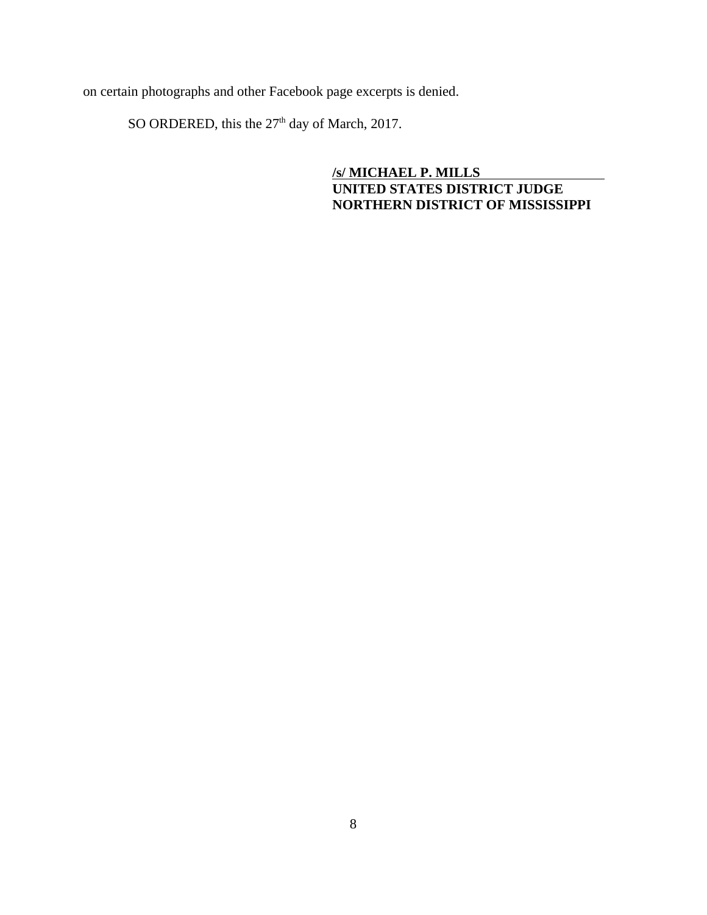on certain photographs and other Facebook page excerpts is denied.

SO ORDERED, this the 27th day of March, 2017.

**/s/ MICHAEL P. MILLS**
**UNITED STATES DISTRICT JUDGE**
**NORTHERN DISTRICT OF MISSISSIPPI**